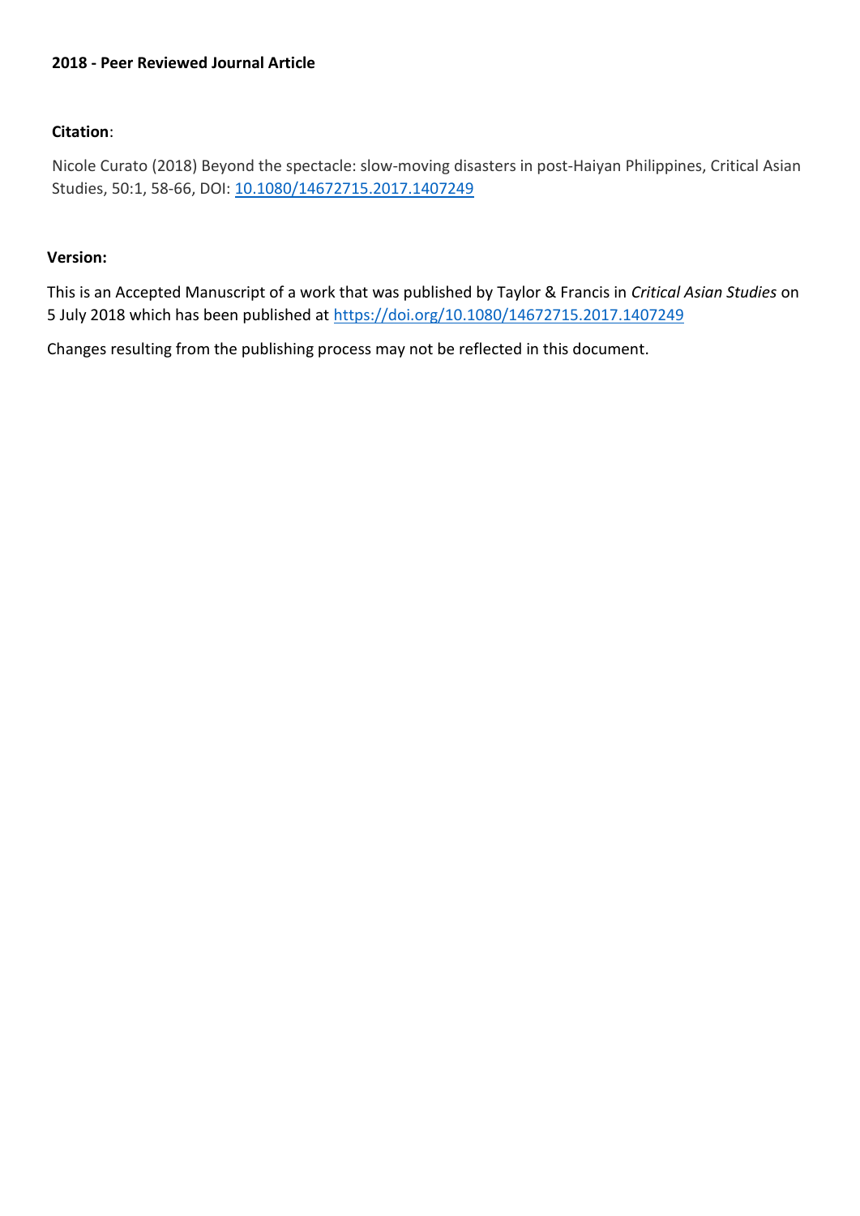**2018 - Peer Reviewed Journal Article**

**Citation**:

Nicole Curato (2018) Beyond the spectacle: slow-moving disasters in post-Haiyan Philippines, Critical Asian Studies, 50:1, 58-66, DOI: [10.1080/14672715.2017.1407249](https://doi.org/10.1080/14672715.2017.1407249)

**Version:**

This is an Accepted Manuscript of a work that was published by Taylor & Francis in *Critical Asian Studies* on 5 July 2018 which has been published at https://doi.org/10.1080/14672715.2017.1407249

Changes resulting from the publishing process may not be reflected in this document.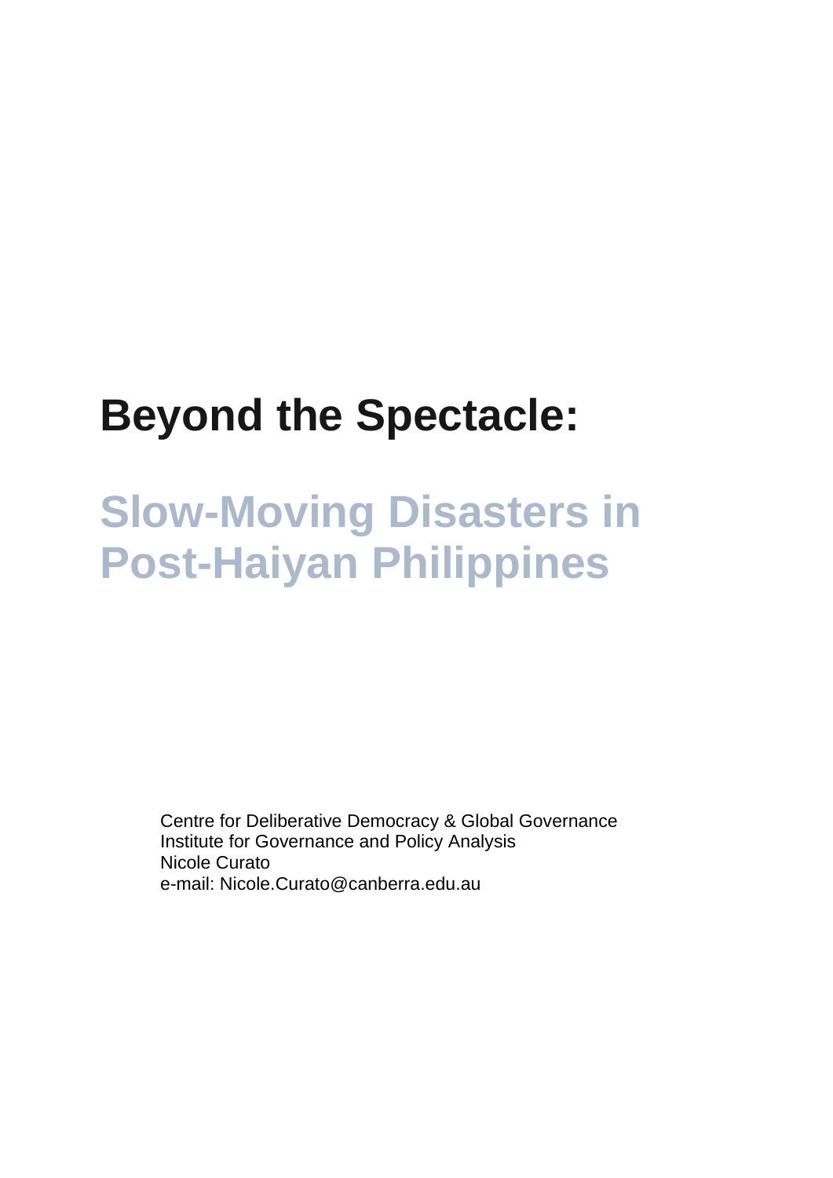# Beyond the Spectacle:

## Slow-Moving Disasters in Post-Haiyan Philippines

Centre for Deliberative Democracy & Global Governance
Institute for Governance and Policy Analysis
Nicole Curato
e-mail: Nicole.Curato@canberra.edu.au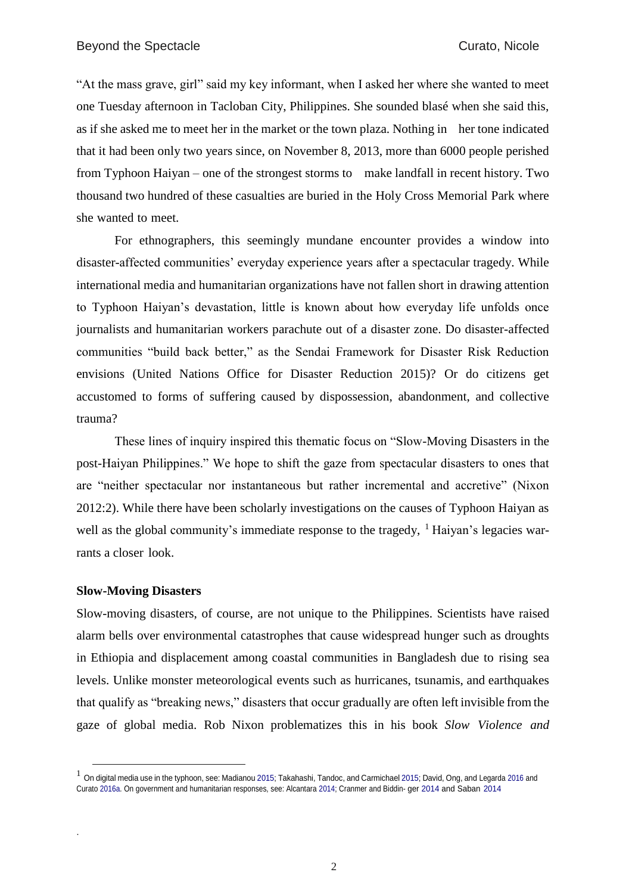"At the mass grave, girl" said my key informant, when I asked her where she wanted to meet one Tuesday afternoon in Tacloban City, Philippines. She sounded blasé when she said this, as if she asked me to meet her in the market or the town plaza. Nothing in her tone indicated that it had been only two years since, on November 8, 2013, more than 6000 people perished from Typhoon Haiyan – one of the strongest storms to make landfall in recent history. Two thousand two hundred of these casualties are buried in the Holy Cross Memorial Park where she wanted to meet.

For ethnographers, this seemingly mundane encounter provides a window into disaster-affected communities' everyday experience years after a spectacular tragedy. While international media and humanitarian organizations have not fallen short in drawing attention to Typhoon Haiyan's devastation, little is known about how everyday life unfolds once journalists and humanitarian workers parachute out of a disaster zone. Do disaster-affected communities "build back better," as the Sendai Framework for Disaster Risk Reduction envisions (United Nations Office for Disaster Reduction 2015)? Or do citizens get accustomed to forms of suffering caused by dispossession, abandonment, and collective trauma?

These lines of inquiry inspired this thematic focus on "Slow-Moving Disasters in the post-Haiyan Philippines." We hope to shift the gaze from spectacular disasters to ones that are "neither spectacular nor instantaneous but rather incremental and accretive" (Nixon 2012:2). While there have been scholarly investigations on the causes of Typhoon Haiyan as well as the global community's immediate response to the tragedy, [1] Haiyan's legacies warrants a closer look.

**Slow-Moving Disasters**

Slow-moving disasters, of course, are not unique to the Philippines. Scientists have raised alarm bells over environmental catastrophes that cause widespread hunger such as droughts in Ethiopia and displacement among coastal communities in Bangladesh due to rising sea levels. Unlike monster meteorological events such as hurricanes, tsunamis, and earthquakes that qualify as "breaking news," disasters that occur gradually are often left invisible from the gaze of global media. Rob Nixon problematizes this in his book *Slow Violence and*

[1] On digital media use in the typhoon, see: Madianou 2015; Takahashi, Tandoc, and Carmichael 2015; David, Ong, and Legarda 2016 and Curato 2016a. On government and humanitarian responses, see: Alcantara 2014; Cranmer and Biddinger 2014 and Saban 2014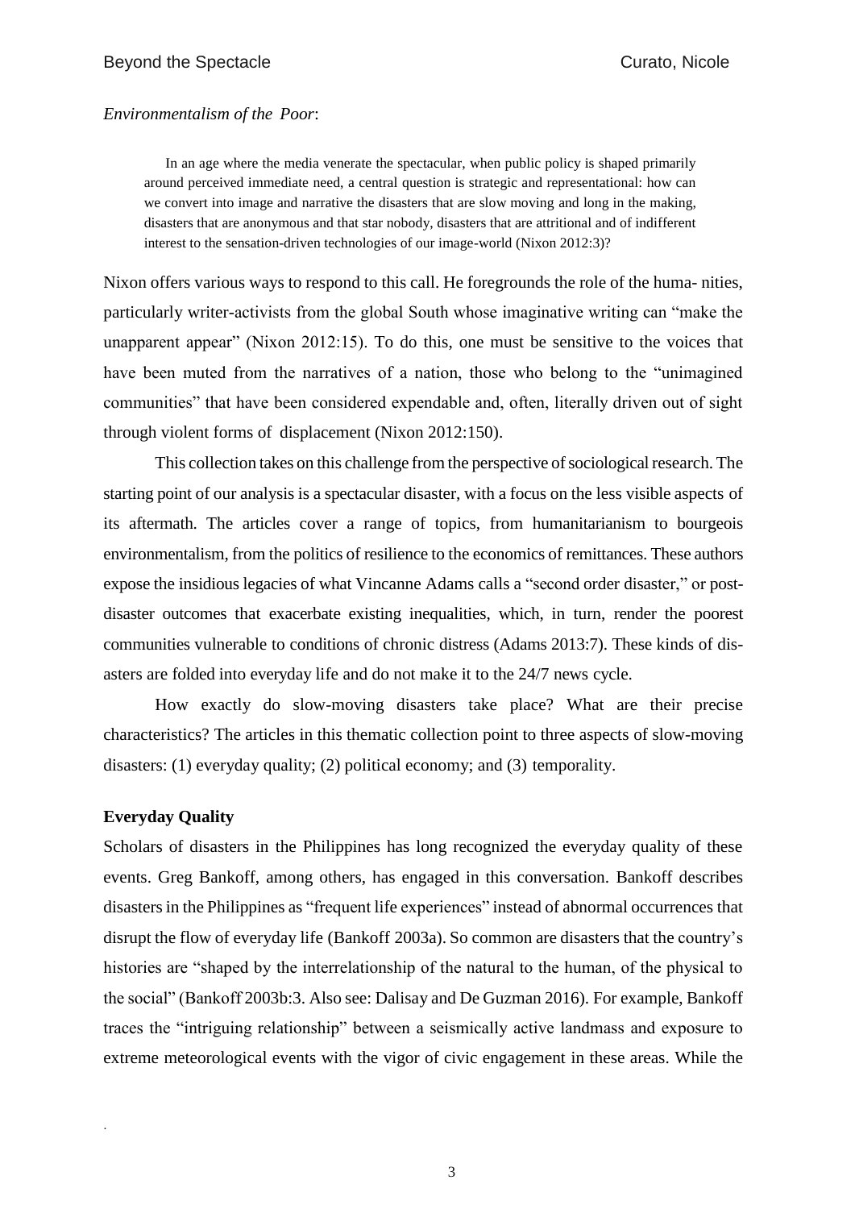*Environmentalism of the Poor*:

> In an age where the media venerate the spectacular, when public policy is shaped primarily around perceived immediate need, a central question is strategic and representational: how can we convert into image and narrative the disasters that are slow moving and long in the making, disasters that are anonymous and that star nobody, disasters that are attritional and of indifferent interest to the sensation-driven technologies of our image-world (Nixon 2012:3)?

Nixon offers various ways to respond to this call. He foregrounds the role of the huma- nities, particularly writer-activists from the global South whose imaginative writing can "make the unapparent appear" (Nixon 2012:15). To do this, one must be sensitive to the voices that have been muted from the narratives of a nation, those who belong to the "unimagined communities" that have been considered expendable and, often, literally driven out of sight through violent forms of displacement (Nixon 2012:150).

This collection takes on this challenge from the perspective of sociological research. The starting point of our analysis is a spectacular disaster, with a focus on the less visible aspects of its aftermath. The articles cover a range of topics, from humanitarianism to bourgeois environmentalism, from the politics of resilience to the economics of remittances. These authors expose the insidious legacies of what Vincanne Adams calls a "second order disaster," or post-disaster outcomes that exacerbate existing inequalities, which, in turn, render the poorest communities vulnerable to conditions of chronic distress (Adams 2013:7). These kinds of dis- asters are folded into everyday life and do not make it to the 24/7 news cycle.

How exactly do slow-moving disasters take place? What are their precise characteristics? The articles in this thematic collection point to three aspects of slow-moving disasters: (1) everyday quality; (2) political economy; and (3) temporality.

## Everyday Quality

Scholars of disasters in the Philippines has long recognized the everyday quality of these events. Greg Bankoff, among others, has engaged in this conversation. Bankoff describes disasters in the Philippines as "frequent life experiences" instead of abnormal occurrences that disrupt the flow of everyday life (Bankoff 2003a). So common are disasters that the country's histories are "shaped by the interrelationship of the natural to the human, of the physical to the social" (Bankoff 2003b:3. Also see: Dalisay and De Guzman 2016). For example, Bankoff traces the "intriguing relationship" between a seismically active landmass and exposure to extreme meteorological events with the vigor of civic engagement in these areas. While the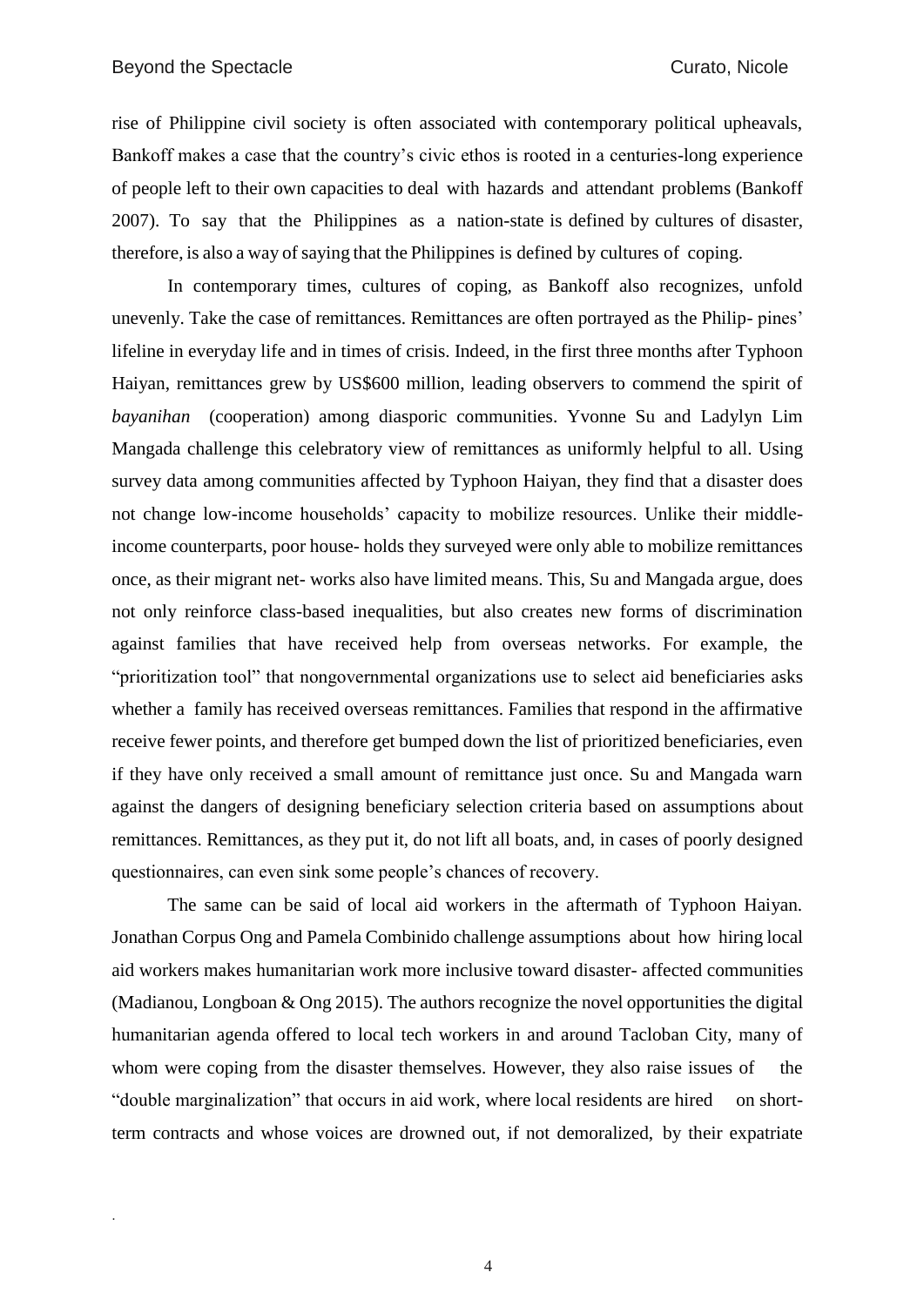rise of Philippine civil society is often associated with contemporary political upheavals, Bankoff makes a case that the country's civic ethos is rooted in a centuries-long experience of people left to their own capacities to deal with hazards and attendant problems (Bankoff 2007). To say that the Philippines as a nation-state is defined by cultures of disaster, therefore, is also a way of saying that the Philippines is defined by cultures of coping.

In contemporary times, cultures of coping, as Bankoff also recognizes, unfold unevenly. Take the case of remittances. Remittances are often portrayed as the Philip- pines' lifeline in everyday life and in times of crisis. Indeed, in the first three months after Typhoon Haiyan, remittances grew by US$600 million, leading observers to commend the spirit of *bayanihan* (cooperation) among diasporic communities. Yvonne Su and Ladylyn Lim Mangada challenge this celebratory view of remittances as uniformly helpful to all. Using survey data among communities affected by Typhoon Haiyan, they find that a disaster does not change low-income households' capacity to mobilize resources. Unlike their middle-income counterparts, poor house- holds they surveyed were only able to mobilize remittances once, as their migrant net- works also have limited means. This, Su and Mangada argue, does not only reinforce class-based inequalities, but also creates new forms of discrimination against families that have received help from overseas networks. For example, the "prioritization tool" that nongovernmental organizations use to select aid beneficiaries asks whether a family has received overseas remittances. Families that respond in the affirmative receive fewer points, and therefore get bumped down the list of prioritized beneficiaries, even if they have only received a small amount of remittance just once. Su and Mangada warn against the dangers of designing beneficiary selection criteria based on assumptions about remittances. Remittances, as they put it, do not lift all boats, and, in cases of poorly designed questionnaires, can even sink some people's chances of recovery.

The same can be said of local aid workers in the aftermath of Typhoon Haiyan. Jonathan Corpus Ong and Pamela Combinido challenge assumptions about how hiring local aid workers makes humanitarian work more inclusive toward disaster- affected communities (Madianou, Longboan & Ong 2015). The authors recognize the novel opportunities the digital humanitarian agenda offered to local tech workers in and around Tacloban City, many of whom were coping from the disaster themselves. However, they also raise issues of the "double marginalization" that occurs in aid work, where local residents are hired on short-term contracts and whose voices are drowned out, if not demoralized, by their expatriate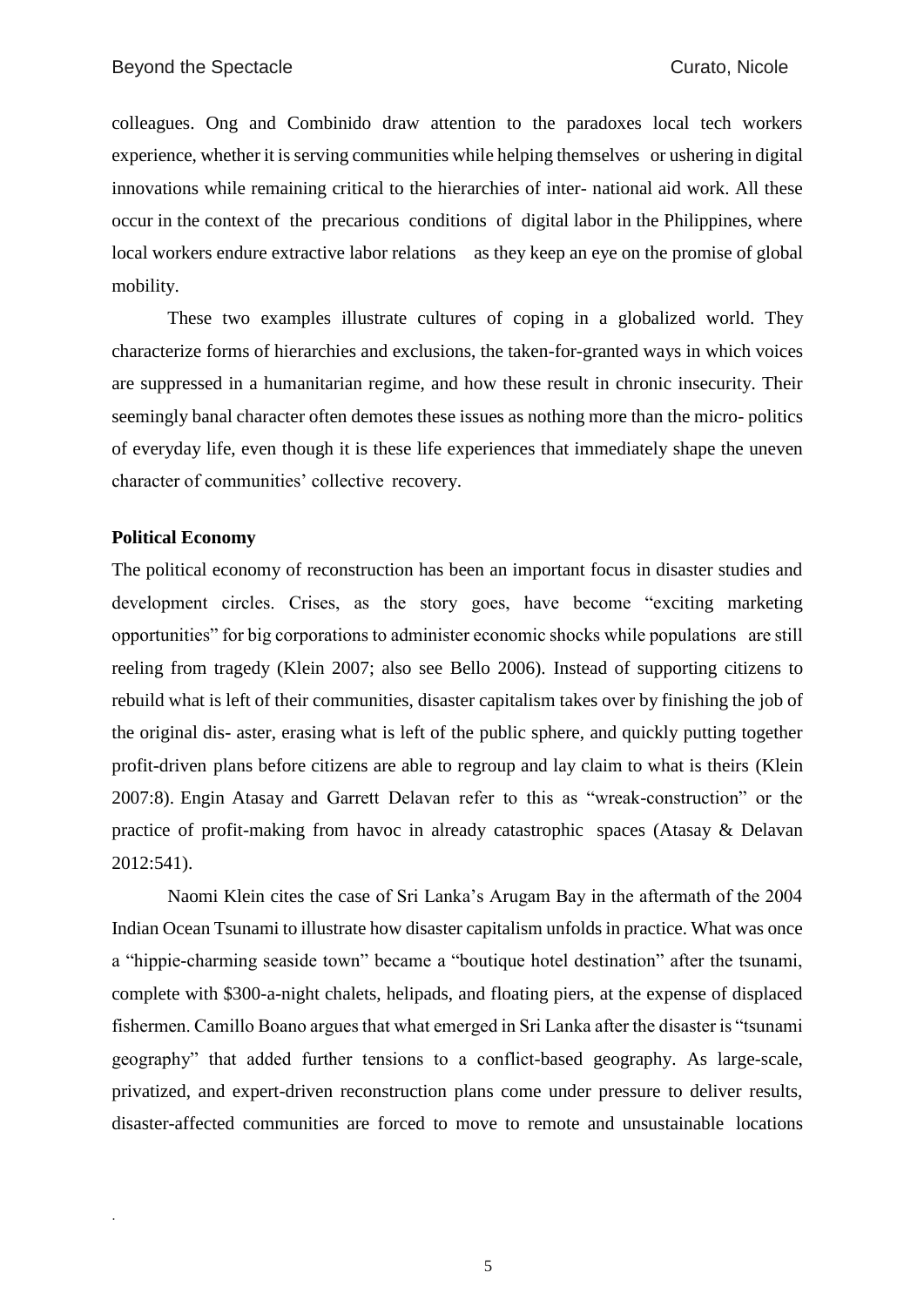colleagues. Ong and Combinido draw attention to the paradoxes local tech workers experience, whether it is serving communities while helping themselves or ushering in digital innovations while remaining critical to the hierarchies of inter- national aid work. All these occur in the context of the precarious conditions of digital labor in the Philippines, where local workers endure extractive labor relations as they keep an eye on the promise of global mobility.

These two examples illustrate cultures of coping in a globalized world. They characterize forms of hierarchies and exclusions, the taken-for-granted ways in which voices are suppressed in a humanitarian regime, and how these result in chronic insecurity. Their seemingly banal character often demotes these issues as nothing more than the micro- politics of everyday life, even though it is these life experiences that immediately shape the uneven character of communities' collective recovery.

**Political Economy**

The political economy of reconstruction has been an important focus in disaster studies and development circles. Crises, as the story goes, have become "exciting marketing opportunities" for big corporations to administer economic shocks while populations are still reeling from tragedy (Klein 2007; also see Bello 2006). Instead of supporting citizens to rebuild what is left of their communities, disaster capitalism takes over by finishing the job of the original dis- aster, erasing what is left of the public sphere, and quickly putting together profit-driven plans before citizens are able to regroup and lay claim to what is theirs (Klein 2007:8). Engin Atasay and Garrett Delavan refer to this as "wreak-construction" or the practice of profit-making from havoc in already catastrophic spaces (Atasay & Delavan 2012:541).

Naomi Klein cites the case of Sri Lanka's Arugam Bay in the aftermath of the 2004 Indian Ocean Tsunami to illustrate how disaster capitalism unfolds in practice. What was once a "hippie-charming seaside town" became a "boutique hotel destination" after the tsunami, complete with \$300-a-night chalets, helipads, and floating piers, at the expense of displaced fishermen. Camillo Boano argues that what emerged in Sri Lanka after the disaster is "tsunami geography" that added further tensions to a conflict-based geography. As large-scale, privatized, and expert-driven reconstruction plans come under pressure to deliver results, disaster-affected communities are forced to move to remote and unsustainable locations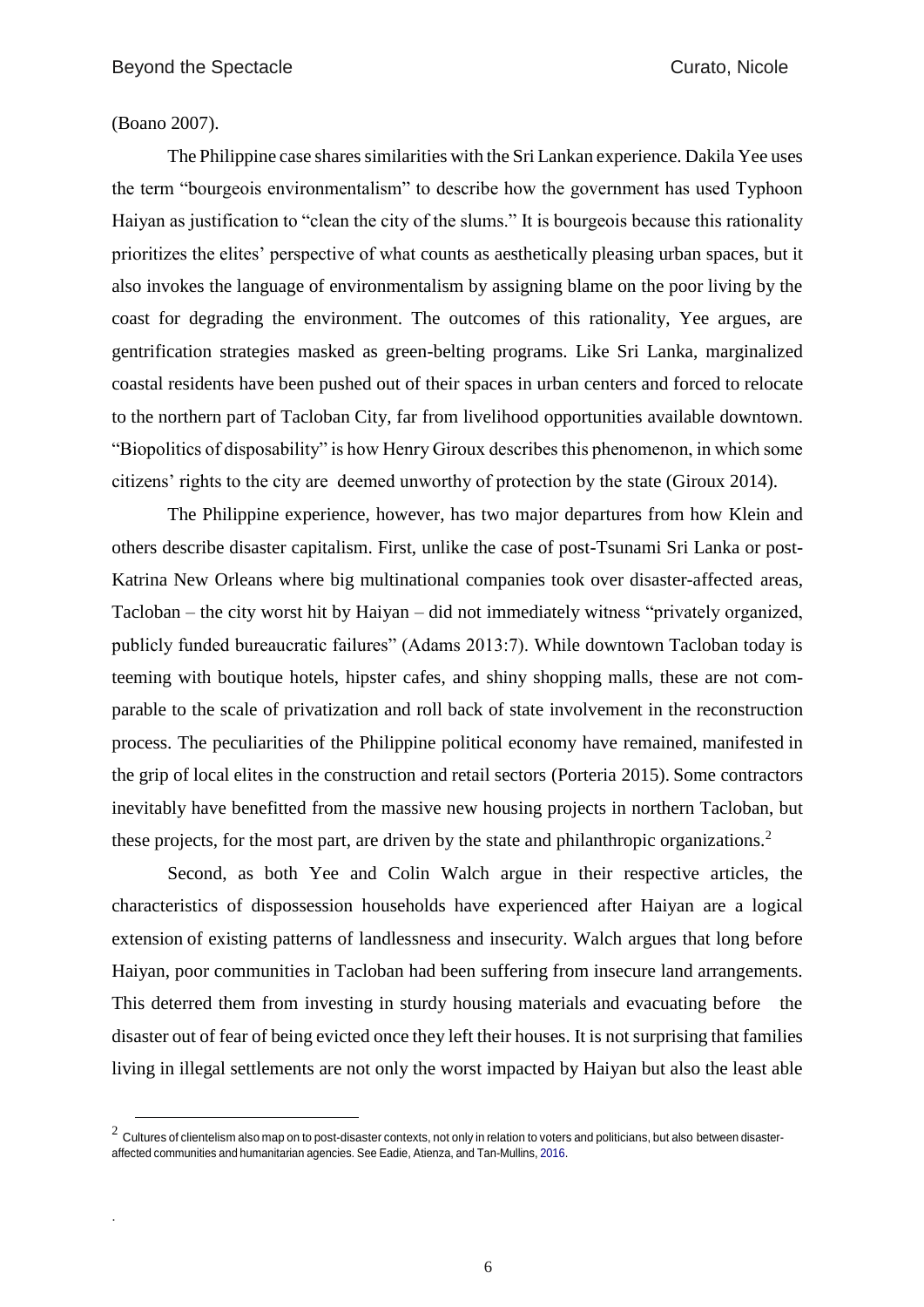(Boano 2007).

The Philippine case shares similarities with the Sri Lankan experience. Dakila Yee uses the term "bourgeois environmentalism" to describe how the government has used Typhoon Haiyan as justification to "clean the city of the slums." It is bourgeois because this rationality prioritizes the elites' perspective of what counts as aesthetically pleasing urban spaces, but it also invokes the language of environmentalism by assigning blame on the poor living by the coast for degrading the environment. The outcomes of this rationality, Yee argues, are gentrification strategies masked as green-belting programs. Like Sri Lanka, marginalized coastal residents have been pushed out of their spaces in urban centers and forced to relocate to the northern part of Tacloban City, far from livelihood opportunities available downtown. "Biopolitics of disposability" is how Henry Giroux describes this phenomenon, in which some citizens' rights to the city are deemed unworthy of protection by the state (Giroux 2014).

The Philippine experience, however, has two major departures from how Klein and others describe disaster capitalism. First, unlike the case of post-Tsunami Sri Lanka or post-Katrina New Orleans where big multinational companies took over disaster-affected areas, Tacloban – the city worst hit by Haiyan – did not immediately witness "privately organized, publicly funded bureaucratic failures" (Adams 2013:7). While downtown Tacloban today is teeming with boutique hotels, hipster cafes, and shiny shopping malls, these are not comparable to the scale of privatization and roll back of state involvement in the reconstruction process. The peculiarities of the Philippine political economy have remained, manifested in the grip of local elites in the construction and retail sectors (Porteria 2015). Some contractors inevitably have benefitted from the massive new housing projects in northern Tacloban, but these projects, for the most part, are driven by the state and philanthropic organizations.[2]

Second, as both Yee and Colin Walch argue in their respective articles, the characteristics of dispossession households have experienced after Haiyan are a logical extension of existing patterns of landlessness and insecurity. Walch argues that long before Haiyan, poor communities in Tacloban had been suffering from insecure land arrangements. This deterred them from investing in sturdy housing materials and evacuating before the disaster out of fear of being evicted once they left their houses. It is not surprising that families living in illegal settlements are not only the worst impacted by Haiyan but also the least able

[2] Cultures of clientelism also map on to post-disaster contexts, not only in relation to voters and politicians, but also between disaster-affected communities and humanitarian agencies. See Eadie, Atienza, and Tan-Mullins, 2016.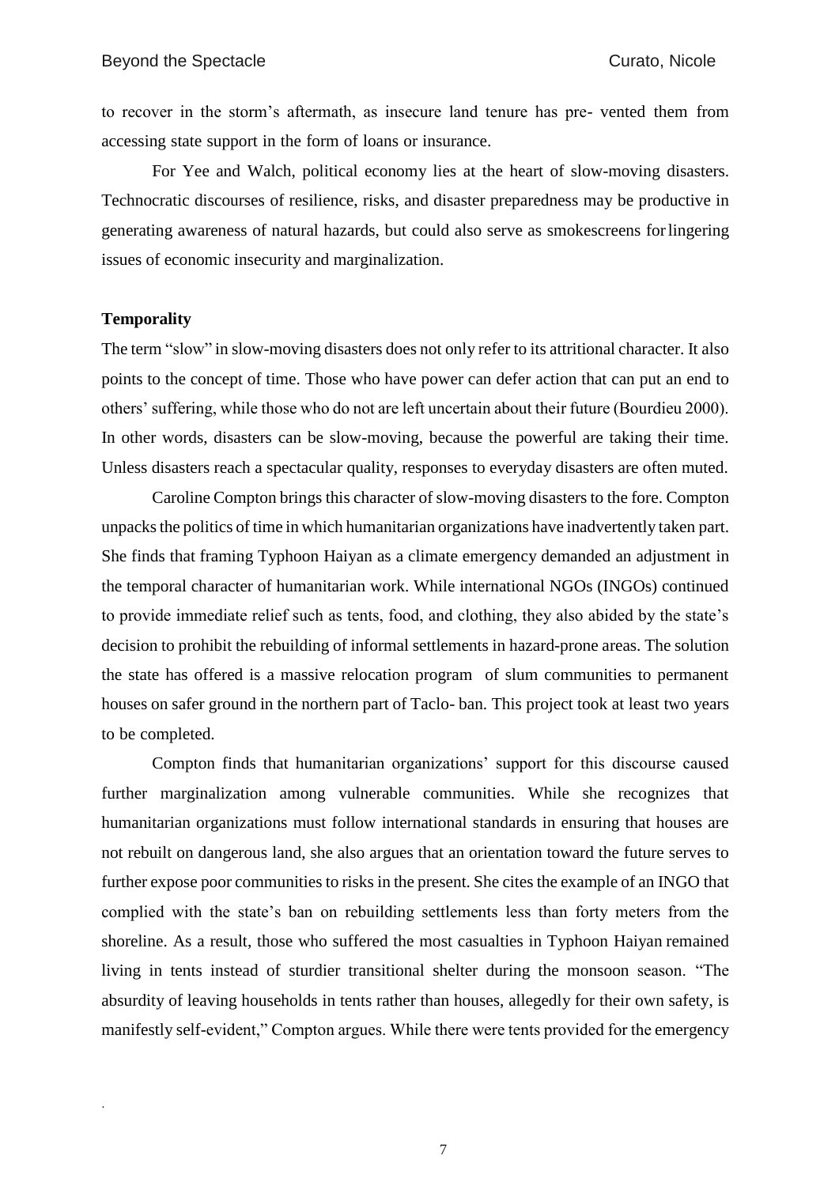to recover in the storm's aftermath, as insecure land tenure has pre- vented them from accessing state support in the form of loans or insurance.

For Yee and Walch, political economy lies at the heart of slow-moving disasters. Technocratic discourses of resilience, risks, and disaster preparedness may be productive in generating awareness of natural hazards, but could also serve as smokescreens for lingering issues of economic insecurity and marginalization.

**Temporality**

The term "slow" in slow-moving disasters does not only refer to its attritional character. It also points to the concept of time. Those who have power can defer action that can put an end to others' suffering, while those who do not are left uncertain about their future (Bourdieu 2000). In other words, disasters can be slow-moving, because the powerful are taking their time. Unless disasters reach a spectacular quality, responses to everyday disasters are often muted.

Caroline Compton brings this character of slow-moving disasters to the fore. Compton unpacks the politics of time in which humanitarian organizations have inadvertently taken part. She finds that framing Typhoon Haiyan as a climate emergency demanded an adjustment in the temporal character of humanitarian work. While international NGOs (INGOs) continued to provide immediate relief such as tents, food, and clothing, they also abided by the state's decision to prohibit the rebuilding of informal settlements in hazard-prone areas. The solution the state has offered is a massive relocation program of slum communities to permanent houses on safer ground in the northern part of Taclo- ban. This project took at least two years to be completed.

Compton finds that humanitarian organizations' support for this discourse caused further marginalization among vulnerable communities. While she recognizes that humanitarian organizations must follow international standards in ensuring that houses are not rebuilt on dangerous land, she also argues that an orientation toward the future serves to further expose poor communities to risks in the present. She cites the example of an INGO that complied with the state's ban on rebuilding settlements less than forty meters from the shoreline. As a result, those who suffered the most casualties in Typhoon Haiyan remained living in tents instead of sturdier transitional shelter during the monsoon season. "The absurdity of leaving households in tents rather than houses, allegedly for their own safety, is manifestly self-evident," Compton argues. While there were tents provided for the emergency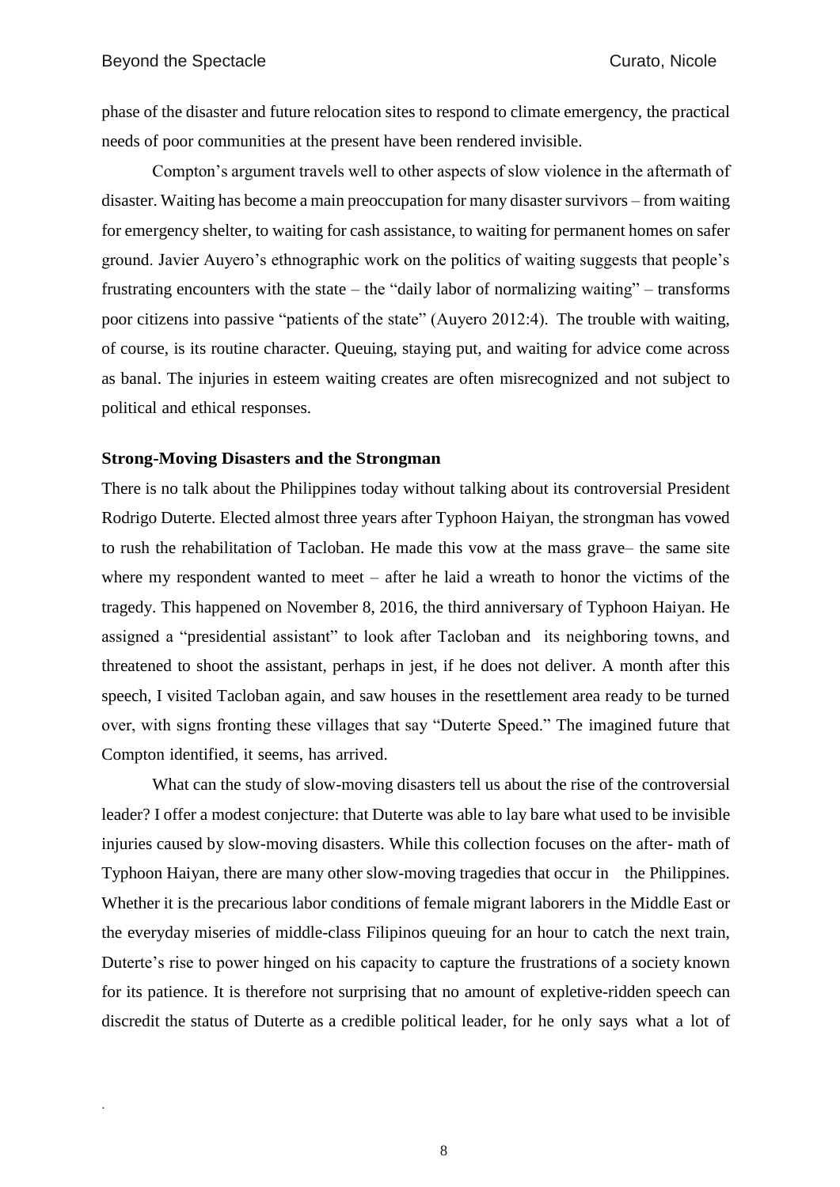phase of the disaster and future relocation sites to respond to climate emergency, the practical needs of poor communities at the present have been rendered invisible.

Compton's argument travels well to other aspects of slow violence in the aftermath of disaster. Waiting has become a main preoccupation for many disaster survivors – from waiting for emergency shelter, to waiting for cash assistance, to waiting for permanent homes on safer ground. Javier Auyero's ethnographic work on the politics of waiting suggests that people's frustrating encounters with the state – the "daily labor of normalizing waiting" – transforms poor citizens into passive "patients of the state" (Auyero 2012:4). The trouble with waiting, of course, is its routine character. Queuing, staying put, and waiting for advice come across as banal. The injuries in esteem waiting creates are often misrecognized and not subject to political and ethical responses.

### Strong-Moving Disasters and the Strongman

There is no talk about the Philippines today without talking about its controversial President Rodrigo Duterte. Elected almost three years after Typhoon Haiyan, the strongman has vowed to rush the rehabilitation of Tacloban. He made this vow at the mass grave– the same site where my respondent wanted to meet – after he laid a wreath to honor the victims of the tragedy. This happened on November 8, 2016, the third anniversary of Typhoon Haiyan. He assigned a "presidential assistant" to look after Tacloban and its neighboring towns, and threatened to shoot the assistant, perhaps in jest, if he does not deliver. A month after this speech, I visited Tacloban again, and saw houses in the resettlement area ready to be turned over, with signs fronting these villages that say "Duterte Speed." The imagined future that Compton identified, it seems, has arrived.

What can the study of slow-moving disasters tell us about the rise of the controversial leader? I offer a modest conjecture: that Duterte was able to lay bare what used to be invisible injuries caused by slow-moving disasters. While this collection focuses on the after- math of Typhoon Haiyan, there are many other slow-moving tragedies that occur in the Philippines. Whether it is the precarious labor conditions of female migrant laborers in the Middle East or the everyday miseries of middle-class Filipinos queuing for an hour to catch the next train, Duterte's rise to power hinged on his capacity to capture the frustrations of a society known for its patience. It is therefore not surprising that no amount of expletive-ridden speech can discredit the status of Duterte as a credible political leader, for he only says what a lot of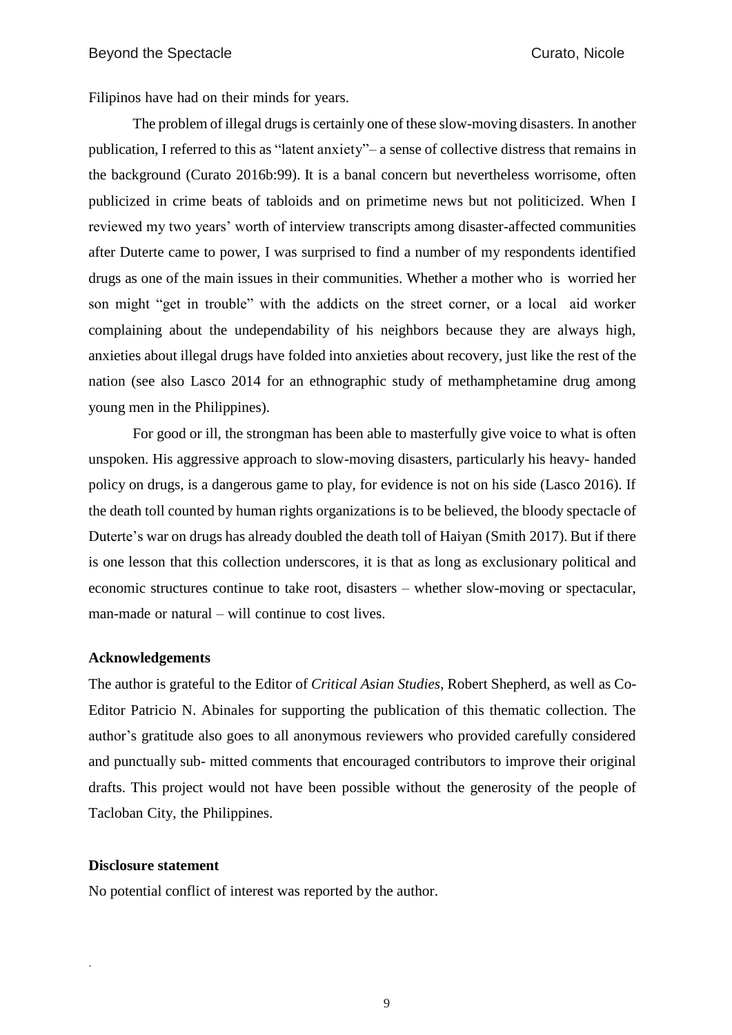Filipinos have had on their minds for years.

The problem of illegal drugs is certainly one of these slow-moving disasters. In another publication, I referred to this as "latent anxiety"– a sense of collective distress that remains in the background (Curato 2016b:99). It is a banal concern but nevertheless worrisome, often publicized in crime beats of tabloids and on primetime news but not politicized. When I reviewed my two years' worth of interview transcripts among disaster-affected communities after Duterte came to power, I was surprised to find a number of my respondents identified drugs as one of the main issues in their communities. Whether a mother who is worried her son might "get in trouble" with the addicts on the street corner, or a local aid worker complaining about the undependability of his neighbors because they are always high, anxieties about illegal drugs have folded into anxieties about recovery, just like the rest of the nation (see also Lasco 2014 for an ethnographic study of methamphetamine drug among young men in the Philippines).

For good or ill, the strongman has been able to masterfully give voice to what is often unspoken. His aggressive approach to slow-moving disasters, particularly his heavy- handed policy on drugs, is a dangerous game to play, for evidence is not on his side (Lasco 2016). If the death toll counted by human rights organizations is to be believed, the bloody spectacle of Duterte's war on drugs has already doubled the death toll of Haiyan (Smith 2017). But if there is one lesson that this collection underscores, it is that as long as exclusionary political and economic structures continue to take root, disasters – whether slow-moving or spectacular, man-made or natural – will continue to cost lives.

**Acknowledgements**

The author is grateful to the Editor of *Critical Asian Studies*, Robert Shepherd, as well as Co-Editor Patricio N. Abinales for supporting the publication of this thematic collection. The author's gratitude also goes to all anonymous reviewers who provided carefully considered and punctually sub- mitted comments that encouraged contributors to improve their original drafts. This project would not have been possible without the generosity of the people of Tacloban City, the Philippines.

**Disclosure statement**

No potential conflict of interest was reported by the author.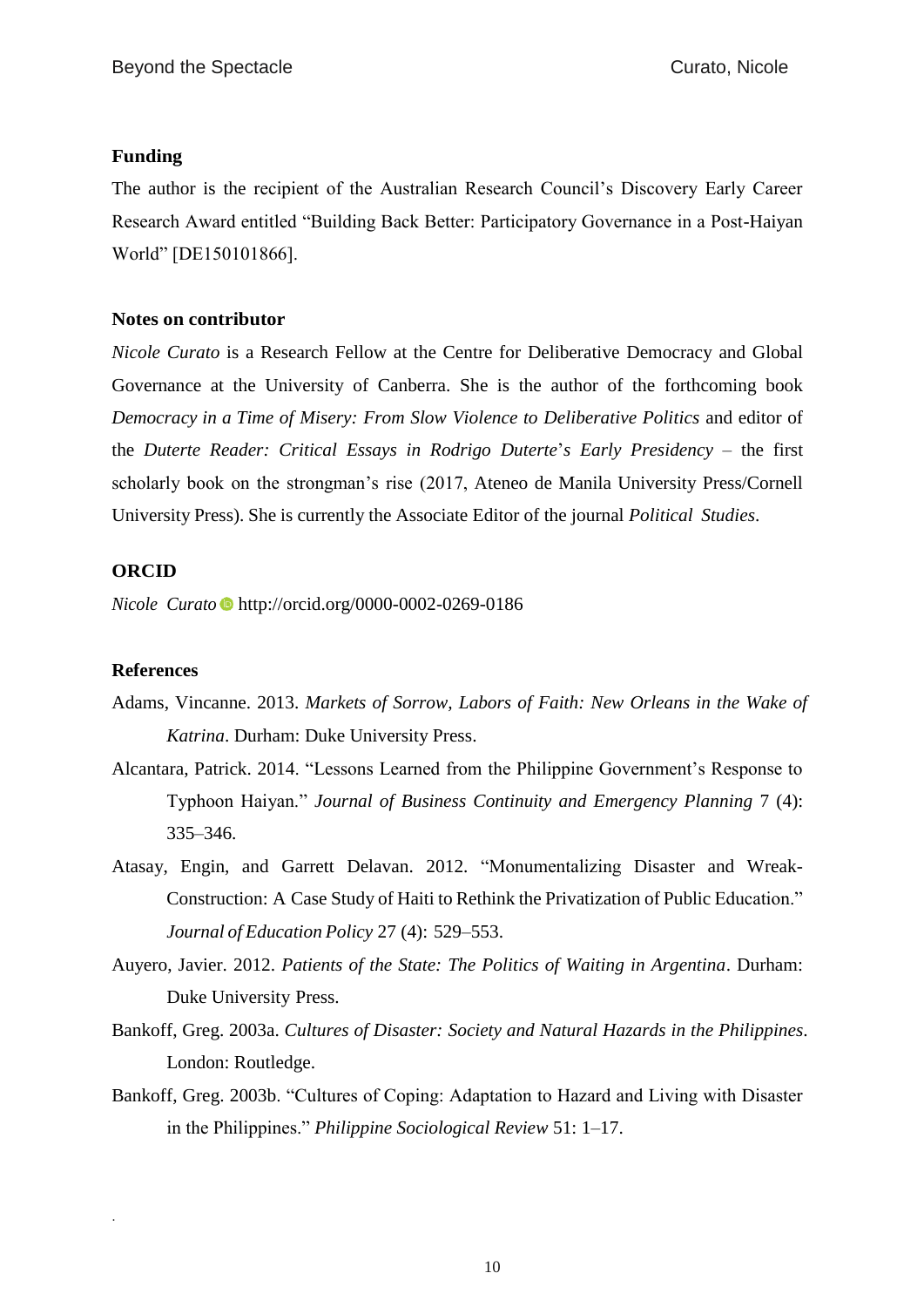**Funding**

The author is the recipient of the Australian Research Council's Discovery Early Career Research Award entitled "Building Back Better: Participatory Governance in a Post-Haiyan World" [DE150101866].

**Notes on contributor**

*Nicole Curato* is a Research Fellow at the Centre for Deliberative Democracy and Global Governance at the University of Canberra. She is the author of the forthcoming book *Democracy in a Time of Misery: From Slow Violence to Deliberative Politics* and editor of the *Duterte Reader: Critical Essays in Rodrigo Duterte's Early Presidency* – the first scholarly book on the strongman's rise (2017, Ateneo de Manila University Press/Cornell University Press). She is currently the Associate Editor of the journal *Political Studies*.

**ORCID**

*Nicole Curato* http://orcid.org/0000-0002-0269-0186

**References**

Adams, Vincanne. 2013. *Markets of Sorrow, Labors of Faith: New Orleans in the Wake of Katrina*. Durham: Duke University Press.

Alcantara, Patrick. 2014. "Lessons Learned from the Philippine Government's Response to Typhoon Haiyan." *Journal of Business Continuity and Emergency Planning* 7 (4): 335–346.

Atasay, Engin, and Garrett Delavan. 2012. "Monumentalizing Disaster and Wreak-Construction: A Case Study of Haiti to Rethink the Privatization of Public Education." *Journal of Education Policy* 27 (4): 529–553.

Auyero, Javier. 2012. *Patients of the State: The Politics of Waiting in Argentina*. Durham: Duke University Press.

Bankoff, Greg. 2003a. *Cultures of Disaster: Society and Natural Hazards in the Philippines*. London: Routledge.

Bankoff, Greg. 2003b. "Cultures of Coping: Adaptation to Hazard and Living with Disaster in the Philippines." *Philippine Sociological Review* 51: 1–17.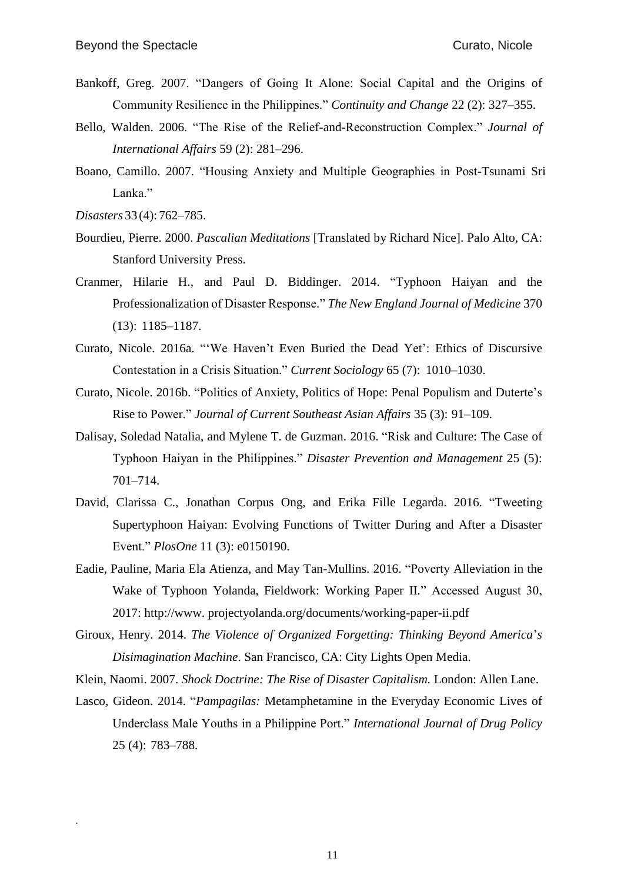Bankoff, Greg. 2007. "Dangers of Going It Alone: Social Capital and the Origins of Community Resilience in the Philippines." *Continuity and Change* 22 (2): 327–355.

Bello, Walden. 2006. "The Rise of the Relief-and-Reconstruction Complex." *Journal of International Affairs* 59 (2): 281–296.

Boano, Camillo. 2007. "Housing Anxiety and Multiple Geographies in Post-Tsunami Sri Lanka."

*Disasters* 33 (4): 762–785.

Bourdieu, Pierre. 2000. *Pascalian Meditations* [Translated by Richard Nice]. Palo Alto, CA: Stanford University Press.

Cranmer, Hilarie H., and Paul D. Biddinger. 2014. "Typhoon Haiyan and the Professionalization of Disaster Response." *The New England Journal of Medicine* 370 (13): 1185–1187.

Curato, Nicole. 2016a. "'We Haven't Even Buried the Dead Yet': Ethics of Discursive Contestation in a Crisis Situation." *Current Sociology* 65 (7): 1010–1030.

Curato, Nicole. 2016b. "Politics of Anxiety, Politics of Hope: Penal Populism and Duterte's Rise to Power." *Journal of Current Southeast Asian Affairs* 35 (3): 91–109.

Dalisay, Soledad Natalia, and Mylene T. de Guzman. 2016. "Risk and Culture: The Case of Typhoon Haiyan in the Philippines." *Disaster Prevention and Management* 25 (5): 701–714.

David, Clarissa C., Jonathan Corpus Ong, and Erika Fille Legarda. 2016. "Tweeting Supertyphoon Haiyan: Evolving Functions of Twitter During and After a Disaster Event." *PlosOne* 11 (3): e0150190.

Eadie, Pauline, Maria Ela Atienza, and May Tan-Mullins. 2016. "Poverty Alleviation in the Wake of Typhoon Yolanda, Fieldwork: Working Paper II." Accessed August 30, 2017: http://www. projectyolanda.org/documents/working-paper-ii.pdf

Giroux, Henry. 2014. *The Violence of Organized Forgetting: Thinking Beyond America's Disimagination Machine*. San Francisco, CA: City Lights Open Media.

Klein, Naomi. 2007. *Shock Doctrine: The Rise of Disaster Capitalism.* London: Allen Lane.

Lasco, Gideon. 2014. "*Pampagilas:* Metamphetamine in the Everyday Economic Lives of Underclass Male Youths in a Philippine Port." *International Journal of Drug Policy* 25 (4): 783–788.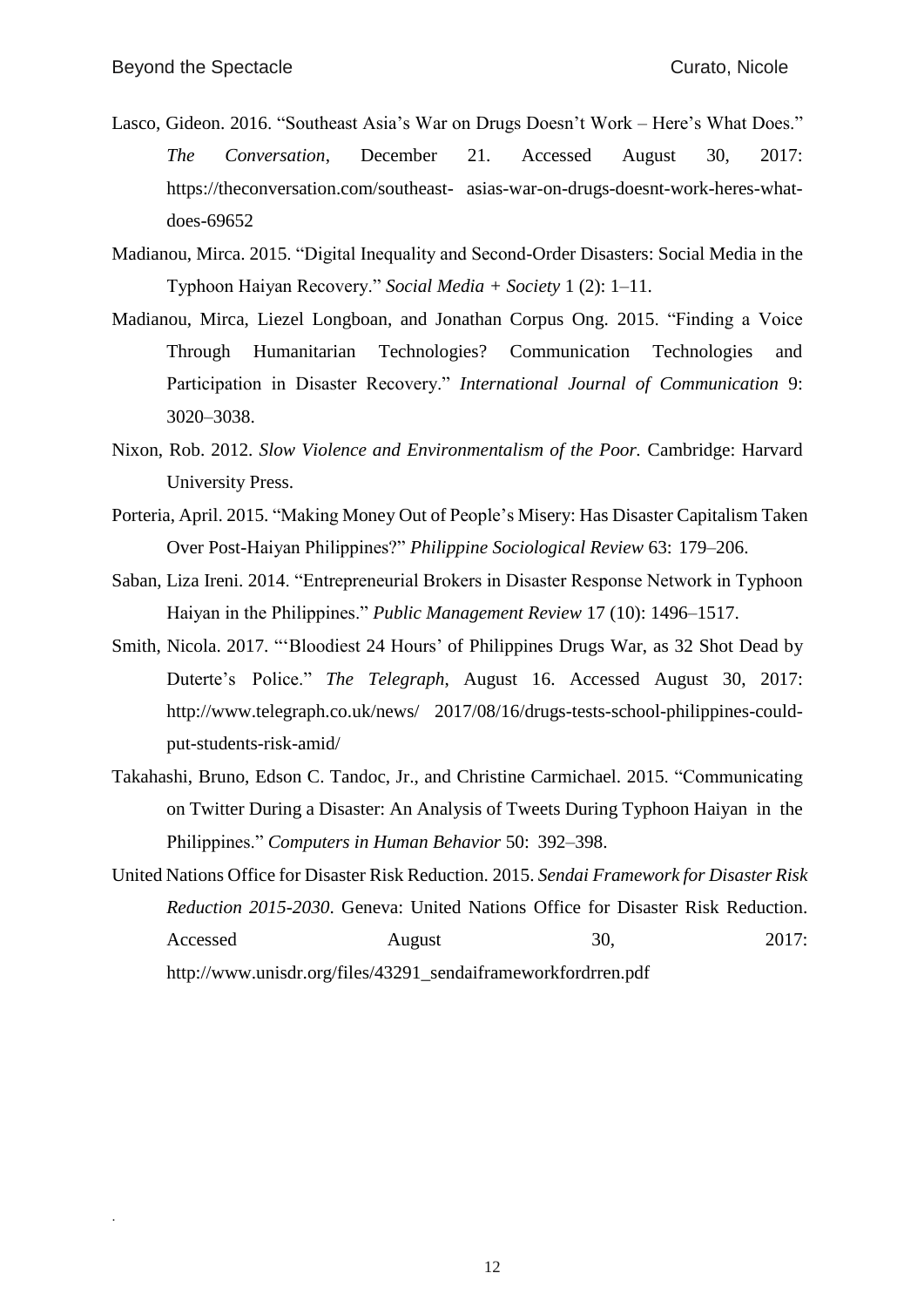Lasco, Gideon. 2016. "Southeast Asia's War on Drugs Doesn't Work – Here's What Does." *The Conversation*, December 21. Accessed August 30, 2017: https://theconversation.com/southeast- asias-war-on-drugs-doesnt-work-heres-what-does-69652

Madianou, Mirca. 2015. "Digital Inequality and Second-Order Disasters: Social Media in the Typhoon Haiyan Recovery." *Social Media + Society* 1 (2): 1–11.

Madianou, Mirca, Liezel Longboan, and Jonathan Corpus Ong. 2015. "Finding a Voice Through Humanitarian Technologies? Communication Technologies and Participation in Disaster Recovery." *International Journal of Communication* 9: 3020–3038.

Nixon, Rob. 2012. *Slow Violence and Environmentalism of the Poor.* Cambridge: Harvard University Press.

Porteria, April. 2015. "Making Money Out of People's Misery: Has Disaster Capitalism Taken Over Post-Haiyan Philippines?" *Philippine Sociological Review* 63: 179–206.

Saban, Liza Ireni. 2014. "Entrepreneurial Brokers in Disaster Response Network in Typhoon Haiyan in the Philippines." *Public Management Review* 17 (10): 1496–1517.

Smith, Nicola. 2017. "'Bloodiest 24 Hours' of Philippines Drugs War, as 32 Shot Dead by Duterte's Police." *The Telegraph*, August 16. Accessed August 30, 2017: http://www.telegraph.co.uk/news/ 2017/08/16/drugs-tests-school-philippines-could-put-students-risk-amid/

Takahashi, Bruno, Edson C. Tandoc, Jr., and Christine Carmichael. 2015. "Communicating on Twitter During a Disaster: An Analysis of Tweets During Typhoon Haiyan in the Philippines." *Computers in Human Behavior* 50: 392–398.

United Nations Office for Disaster Risk Reduction. 2015. *Sendai Framework for Disaster Risk Reduction 2015-2030*. Geneva: United Nations Office for Disaster Risk Reduction. Accessed August 30, 2017: http://www.unisdr.org/files/43291_sendaiframeworkfordrren.pdf